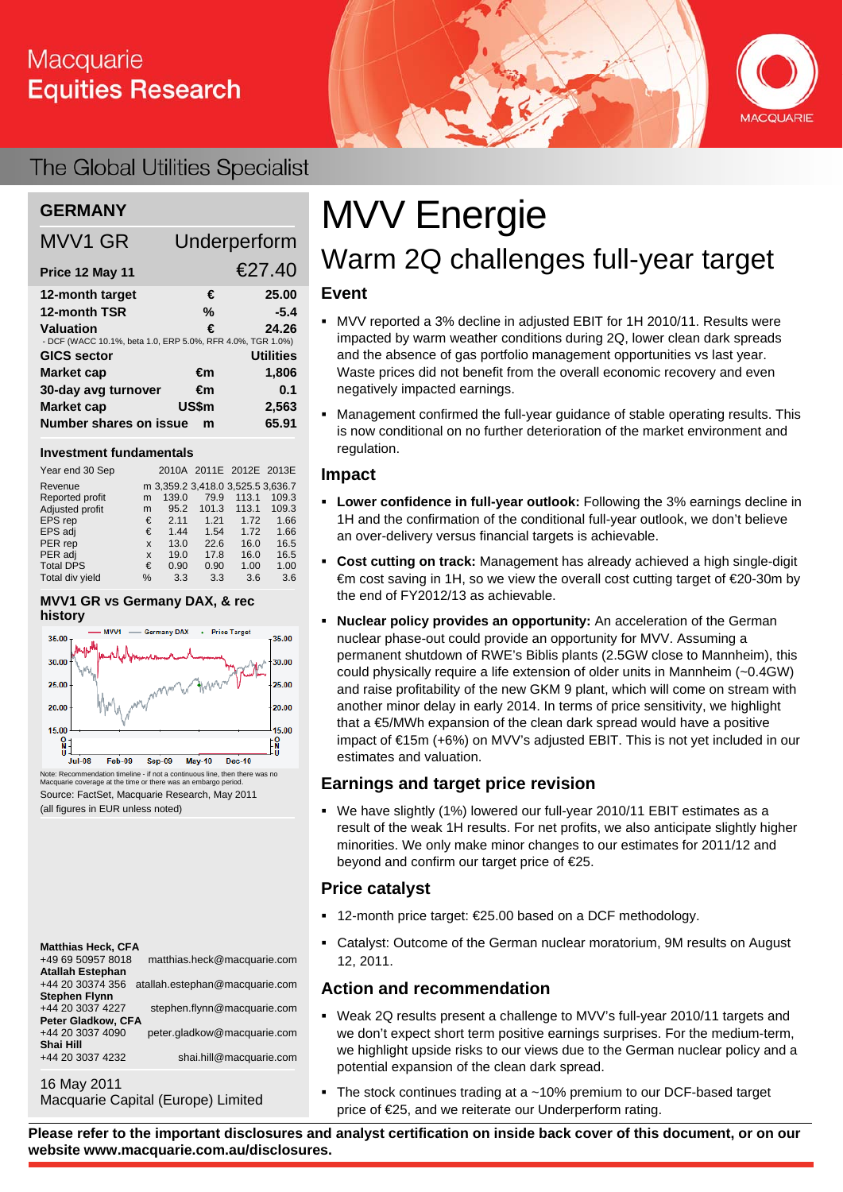Macquarie
Equities Research

The Global Utilities Specialist

## GERMANY

| MVV1 GR | | Underperform |
|---|---|---|
| **Price 12 May 11** | | €27.40 |
| **12-month target** | € | 25.00 |
| **12-month TSR** | % | -5.4 |
| **Valuation** | € | 24.26 |

- DCF (WACC 10.1%, beta 1.0, ERP 5.0%, RFR 4.0%, TGR 1.0%)

| | | |
|---|---|---|
| **GICS sector** | | Utilities |
| **Market cap** | €m | 1,806 |
| **30-day avg turnover** | €m | 0.1 |
| **Market cap** | US$m | 2,563 |
| **Number shares on issue** | m | 65.91 |

### Investment fundamentals

| Year end 30 Sep | | 2010A | 2011E | 2012E | 2013E |
|---|---|---|---|---|---|
| Revenue | m | 3,359.2 | 3,418.0 | 3,525.5 | 3,636.7 |
| Reported profit | m | 139.0 | 79.9 | 113.1 | 109.3 |
| Adjusted profit | m | 95.2 | 101.3 | 113.1 | 109.3 |
| EPS rep | € | 2.11 | 1.21 | 1.72 | 1.66 |
| EPS adj | € | 1.44 | 1.54 | 1.72 | 1.66 |
| PER rep | x | 13.0 | 22.6 | 16.0 | 16.5 |
| PER adj | x | 19.0 | 17.8 | 16.0 | 16.5 |
| Total DPS | € | 0.90 | 0.90 | 1.00 | 1.00 |
| Total div yield | % | 3.3 | 3.3 | 3.6 | 3.6 |

### MVV1 GR vs Germany DAX, & rec history

Note: Recommendation timeline - if not a continuous line, then there was no Macquarie coverage at the time or there was an embargo period.

Source: FactSet, Macquarie Research, May 2011

(all figures in EUR unless noted)

**Matthias Heck, CFA**
+49 69 50957 8018 matthias.heck@macquarie.com
**Atallah Estephan**
+44 20 30374 356 atallah.estephan@macquarie.com
**Stephen Flynn**
+44 20 3037 4227 stephen.flynn@macquarie.com
**Peter Gladkow, CFA**
+44 20 3037 4090 peter.gladkow@macquarie.com
**Shai Hill**
+44 20 3037 4232 shai.hill@macquarie.com

16 May 2011
Macquarie Capital (Europe) Limited

# MVV Energie

## Warm 2Q challenges full-year target

### Event

- MVV reported a 3% decline in adjusted EBIT for 1H 2010/11. Results were impacted by warm weather conditions during 2Q, lower clean dark spreads and the absence of gas portfolio management opportunities vs last year. Waste prices did not benefit from the overall economic recovery and even negatively impacted earnings.
- Management confirmed the full-year guidance of stable operating results. This is now conditional on no further deterioration of the market environment and regulation.

### Impact

- **Lower confidence in full-year outlook:** Following the 3% earnings decline in 1H and the confirmation of the conditional full-year outlook, we don't believe an over-delivery versus financial targets is achievable.
- **Cost cutting on track:** Management has already achieved a high single-digit €m cost saving in 1H, so we view the overall cost cutting target of €20-30m by the end of FY2012/13 as achievable.
- **Nuclear policy provides an opportunity:** An acceleration of the German nuclear phase-out could provide an opportunity for MVV. Assuming a permanent shutdown of RWE's Biblis plants (2.5GW close to Mannheim), this could physically require a life extension of older units in Mannheim (~0.4GW) and raise profitability of the new GKM 9 plant, which will come on stream with another minor delay in early 2014. In terms of price sensitivity, we highlight that a €5/MWh expansion of the clean dark spread would have a positive impact of €15m (+6%) on MVV's adjusted EBIT. This is not yet included in our estimates and valuation.

### Earnings and target price revision

- We have slightly (1%) lowered our full-year 2010/11 EBIT estimates as a result of the weak 1H results. For net profits, we also anticipate slightly higher minorities. We only make minor changes to our estimates for 2011/12 and beyond and confirm our target price of €25.

### Price catalyst

- 12-month price target: €25.00 based on a DCF methodology.
- Catalyst: Outcome of the German nuclear moratorium, 9M results on August 12, 2011.

### Action and recommendation

- Weak 2Q results present a challenge to MVV's full-year 2010/11 targets and we don't expect short term positive earnings surprises. For the medium-term, we highlight upside risks to our views due to the German nuclear policy and a potential expansion of the clean dark spread.
- The stock continues trading at a ~10% premium to our DCF-based target price of €25, and we reiterate our Underperform rating.

**Please refer to the important disclosures and analyst certification on inside back cover of this document, or on our website www.macquarie.com.au/disclosures.**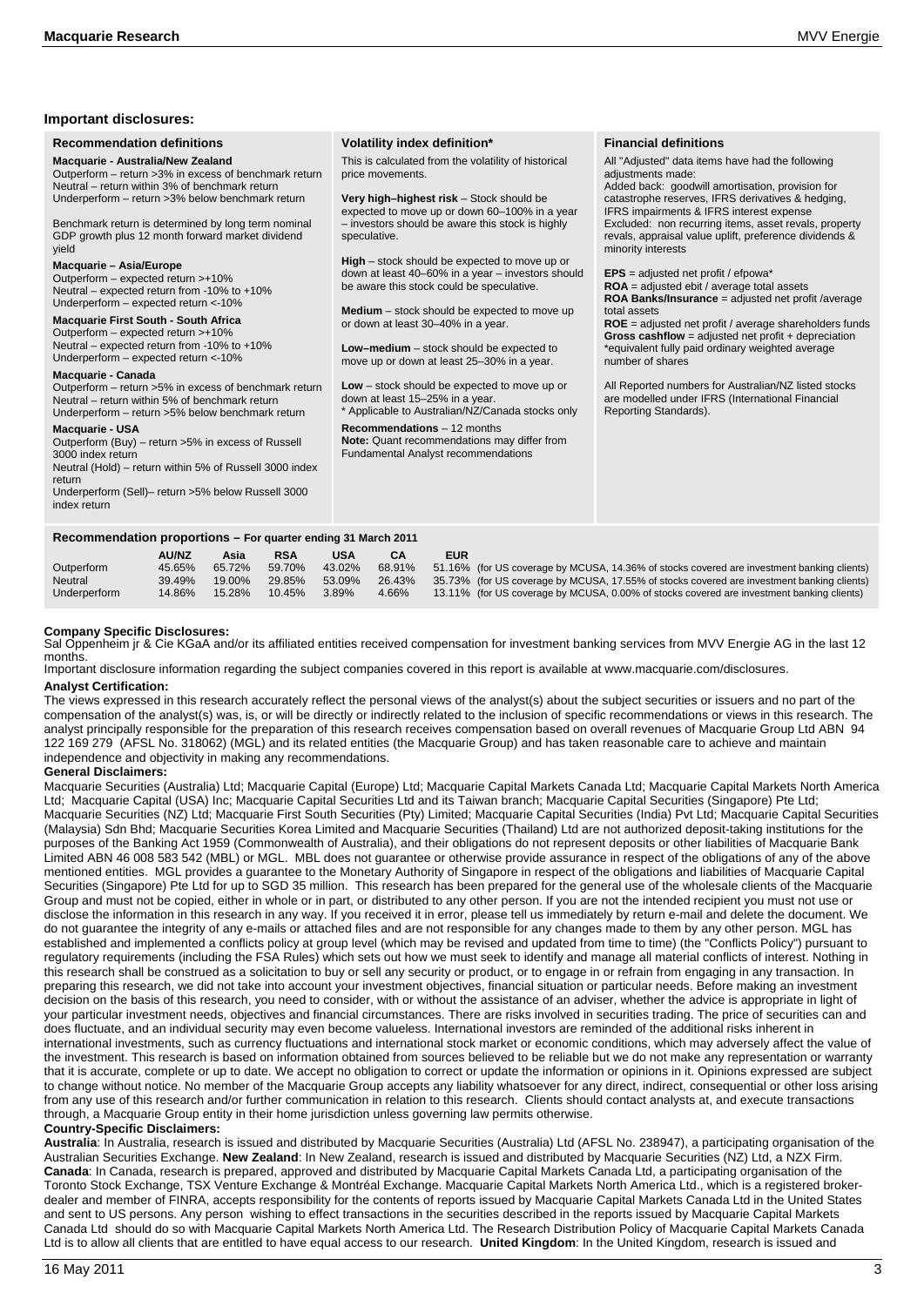## Important disclosures:

### Recommendation definitions

**Macquarie - Australia/New Zealand**
Outperform – return >3% in excess of benchmark return
Neutral – return within 3% of benchmark return
Underperform – return >3% below benchmark return

Benchmark return is determined by long term nominal GDP growth plus 12 month forward market dividend yield

**Macquarie – Asia/Europe**
Outperform – expected return >+10%
Neutral – expected return from -10% to +10%
Underperform – expected return <-10%

**Macquarie First South - South Africa**
Outperform – expected return >+10%
Neutral – expected return from -10% to +10%
Underperform – expected return <-10%

**Macquarie - Canada**
Outperform – return >5% in excess of benchmark return
Neutral – return within 5% of benchmark return
Underperform – return >5% below benchmark return

**Macquarie - USA**
Outperform (Buy) – return >5% in excess of Russell 3000 index return
Neutral (Hold) – return within 5% of Russell 3000 index return
Underperform (Sell)– return >5% below Russell 3000 index return

### Volatility index definition*

This is calculated from the volatility of historical price movements.

**Very high–highest risk** – Stock should be expected to move up or down 60–100% in a year – investors should be aware this stock is highly speculative.

**High** – stock should be expected to move up or down at least 40–60% in a year – investors should be aware this stock could be speculative.

**Medium** – stock should be expected to move up or down at least 30–40% in a year.

**Low–medium** – stock should be expected to move up or down at least 25–30% in a year.

**Low** – stock should be expected to move up or down at least 15–25% in a year.
* Applicable to Australian/NZ/Canada stocks only

**Recommendations** – 12 months
**Note:** Quant recommendations may differ from Fundamental Analyst recommendations

### Financial definitions

All "Adjusted" data items have had the following adjustments made:
Added back: goodwill amortisation, provision for catastrophe reserves, IFRS derivatives & hedging, IFRS impairments & IFRS interest expense
Excluded: non recurring items, asset revals, property revals, appraisal value uplift, preference dividends & minority interests

**EPS** = adjusted net profit / efpowa*
**ROA** = adjusted ebit / average total assets
**ROA Banks/Insurance** = adjusted net profit /average total assets
**ROE** = adjusted net profit / average shareholders funds
**Gross cashflow** = adjusted net profit + depreciation
*equivalent fully paid ordinary weighted average number of shares

All Reported numbers for Australian/NZ listed stocks are modelled under IFRS (International Financial Reporting Standards).

### Recommendation proportions – For quarter ending 31 March 2011

| | AU/NZ | Asia | RSA | USA | CA | EUR | |
|---|---|---|---|---|---|---|---|
| Outperform | 45.65% | 65.72% | 59.70% | 43.02% | 68.91% | 51.16% | (for US coverage by MCUSA, 14.36% of stocks covered are investment banking clients) |
| Neutral | 39.49% | 19.00% | 29.85% | 53.09% | 26.43% | 35.73% | (for US coverage by MCUSA, 17.55% of stocks covered are investment banking clients) |
| Underperform | 14.86% | 15.28% | 10.45% | 3.89% | 4.66% | 13.11% | (for US coverage by MCUSA, 0.00% of stocks covered are investment banking clients) |

**Company Specific Disclosures:**
Sal Oppenheim jr & Cie KGaA and/or its affiliated entities received compensation for investment banking services from MVV Energie AG in the last 12 months.
Important disclosure information regarding the subject companies covered in this report is available at www.macquarie.com/disclosures.

**Analyst Certification:**
The views expressed in this research accurately reflect the personal views of the analyst(s) about the subject securities or issuers and no part of the compensation of the analyst(s) was, is, or will be directly or indirectly related to the inclusion of specific recommendations or views in this research. The analyst principally responsible for the preparation of this research receives compensation based on overall revenues of Macquarie Group Ltd ABN 94 122 169 279 (AFSL No. 318062) (MGL) and its related entities (the Macquarie Group) and has taken reasonable care to achieve and maintain independence and objectivity in making any recommendations.

**General Disclaimers:**
Macquarie Securities (Australia) Ltd; Macquarie Capital (Europe) Ltd; Macquarie Capital Markets Canada Ltd; Macquarie Capital Markets North America Ltd; Macquarie Capital (USA) Inc; Macquarie Capital Securities Ltd and its Taiwan branch; Macquarie Capital Securities (Singapore) Pte Ltd; Macquarie Securities (NZ) Ltd; Macquarie First South Securities (Pty) Limited; Macquarie Capital Securities (India) Pvt Ltd; Macquarie Capital Securities (Malaysia) Sdn Bhd; Macquarie Securities Korea Limited and Macquarie Securities (Thailand) Ltd are not authorized deposit-taking institutions for the purposes of the Banking Act 1959 (Commonwealth of Australia), and their obligations do not represent deposits or other liabilities of Macquarie Bank Limited ABN 46 008 583 542 (MBL) or MGL. MBL does not guarantee or otherwise provide assurance in respect of the obligations of any of the above mentioned entities. MGL provides a guarantee to the Monetary Authority of Singapore in respect of the obligations and liabilities of Macquarie Capital Securities (Singapore) Pte Ltd for up to SGD 35 million. This research has been prepared for the general use of the wholesale clients of the Macquarie Group and must not be copied, either in whole or in part, or distributed to any other person. If you are not the intended recipient you must not use or disclose the information in this research in any way. If you received it in error, please tell us immediately by return e-mail and delete the document. We do not guarantee the integrity of any e-mails or attached files and are not responsible for any changes made to them by any other person. MGL has established and implemented a conflicts policy at group level (which may be revised and updated from time to time) (the "Conflicts Policy") pursuant to regulatory requirements (including the FSA Rules) which sets out how we must seek to identify and manage all material conflicts of interest. Nothing in this research shall be construed as a solicitation to buy or sell any security or product, or to engage in or refrain from engaging in any transaction. In preparing this research, we did not take into account your investment objectives, financial situation or particular needs. Before making an investment decision on the basis of this research, you need to consider, with or without the assistance of an adviser, whether the advice is appropriate in light of your particular investment needs, objectives and financial circumstances. There are risks involved in securities trading. The price of securities can and does fluctuate, and an individual security may even become valueless. International investors are reminded of the additional risks inherent in international investments, such as currency fluctuations and international stock market or economic conditions, which may adversely affect the value of the investment. This research is based on information obtained from sources believed to be reliable but we do not make any representation or warranty that it is accurate, complete or up to date. We accept no obligation to correct or update the information or opinions in it. Opinions expressed are subject to change without notice. No member of the Macquarie Group accepts any liability whatsoever for any direct, indirect, consequential or other loss arising from any use of this research and/or further communication in relation to this research. Clients should contact analysts at, and execute transactions through, a Macquarie Group entity in their home jurisdiction unless governing law permits otherwise.

**Country-Specific Disclaimers:**
**Australia**: In Australia, research is issued and distributed by Macquarie Securities (Australia) Ltd (AFSL No. 238947), a participating organisation of the Australian Securities Exchange. **New Zealand**: In New Zealand, research is issued and distributed by Macquarie Securities (NZ) Ltd, a NZX Firm. **Canada**: In Canada, research is prepared, approved and distributed by Macquarie Capital Markets Canada Ltd, a participating organisation of the Toronto Stock Exchange, TSX Venture Exchange & Montréal Exchange. Macquarie Capital Markets North America Ltd., which is a registered broker-dealer and member of FINRA, accepts responsibility for the contents of reports issued by Macquarie Capital Markets Canada Ltd in the United States and sent to US persons. Any person wishing to effect transactions in the securities described in the reports issued by Macquarie Capital Markets Canada Ltd should do so with Macquarie Capital Markets North America Ltd. The Research Distribution Policy of Macquarie Capital Markets Canada Ltd is to allow all clients that are entitled to have equal access to our research. **United Kingdom**: In the United Kingdom, research is issued and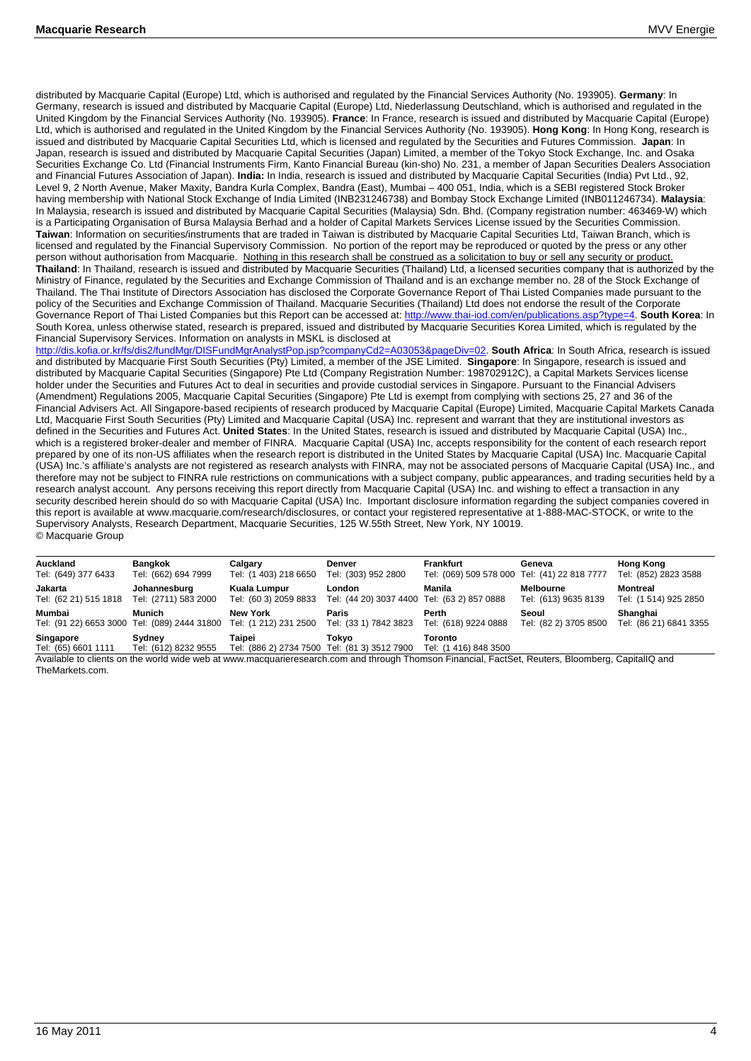distributed by Macquarie Capital (Europe) Ltd, which is authorised and regulated by the Financial Services Authority (No. 193905). **Germany**: In Germany, research is issued and distributed by Macquarie Capital (Europe) Ltd, Niederlassung Deutschland, which is authorised and regulated in the United Kingdom by the Financial Services Authority (No. 193905). **France**: In France, research is issued and distributed by Macquarie Capital (Europe) Ltd, which is authorised and regulated in the United Kingdom by the Financial Services Authority (No. 193905). **Hong Kong**: In Hong Kong, research is issued and distributed by Macquarie Capital Securities Ltd, which is licensed and regulated by the Securities and Futures Commission. **Japan**: In Japan, research is issued and distributed by Macquarie Capital Securities (Japan) Limited, a member of the Tokyo Stock Exchange, Inc. and Osaka Securities Exchange Co. Ltd (Financial Instruments Firm, Kanto Financial Bureau (kin-sho) No. 231, a member of Japan Securities Dealers Association and Financial Futures Association of Japan). **India:** In India, research is issued and distributed by Macquarie Capital Securities (India) Pvt Ltd., 92, Level 9, 2 North Avenue, Maker Maxity, Bandra Kurla Complex, Bandra (East), Mumbai – 400 051, India, which is a SEBI registered Stock Broker having membership with National Stock Exchange of India Limited (INB231246738) and Bombay Stock Exchange Limited (INB011246734). **Malaysia**: In Malaysia, research is issued and distributed by Macquarie Capital Securities (Malaysia) Sdn. Bhd. (Company registration number: 463469-W) which is a Participating Organisation of Bursa Malaysia Berhad and a holder of Capital Markets Services License issued by the Securities Commission. **Taiwan**: Information on securities/instruments that are traded in Taiwan is distributed by Macquarie Capital Securities Ltd, Taiwan Branch, which is licensed and regulated by the Financial Supervisory Commission. No portion of the report may be reproduced or quoted by the press or any other person without authorisation from Macquarie. Nothing in this research shall be construed as a solicitation to buy or sell any security or product. **Thailand**: In Thailand, research is issued and distributed by Macquarie Securities (Thailand) Ltd, a licensed securities company that is authorized by the Ministry of Finance, regulated by the Securities and Exchange Commission of Thailand and is an exchange member no. 28 of the Stock Exchange of Thailand. The Thai Institute of Directors Association has disclosed the Corporate Governance Report of Thai Listed Companies made pursuant to the policy of the Securities and Exchange Commission of Thailand. Macquarie Securities (Thailand) Ltd does not endorse the result of the Corporate Governance Report of Thai Listed Companies but this Report can be accessed at: http://www.thai-iod.com/en/publications.asp?type=4. **South Korea**: In South Korea, unless otherwise stated, research is prepared, issued and distributed by Macquarie Securities Korea Limited, which is regulated by the Financial Supervisory Services. Information on analysts in MSKL is disclosed at http://dis.kofia.or.kr/fs/dis2/fundMgr/DISFundMgrAnalystPop.jsp?companyCd2=A03053&pageDiv=02. **South Africa**: In South Africa, research is issued and distributed by Macquarie First South Securities (Pty) Limited, a member of the JSE Limited. **Singapore**: In Singapore, research is issued and distributed by Macquarie Capital Securities (Singapore) Pte Ltd (Company Registration Number: 198702912C), a Capital Markets Services license holder under the Securities and Futures Act to deal in securities and provide custodial services in Singapore. Pursuant to the Financial Advisers (Amendment) Regulations 2005, Macquarie Capital Securities (Singapore) Pte Ltd is exempt from complying with sections 25, 27 and 36 of the Financial Advisers Act. All Singapore-based recipients of research produced by Macquarie Capital (Europe) Limited, Macquarie Capital Markets Canada Ltd, Macquarie First South Securities (Pty) Limited and Macquarie Capital (USA) Inc. represent and warrant that they are institutional investors as defined in the Securities and Futures Act. **United States**: In the United States, research is issued and distributed by Macquarie Capital (USA) Inc., which is a registered broker-dealer and member of FINRA. Macquarie Capital (USA) Inc, accepts responsibility for the content of each research report prepared by one of its non-US affiliates when the research report is distributed in the United States by Macquarie Capital (USA) Inc. Macquarie Capital (USA) Inc.'s affiliate's analysts are not registered as research analysts with FINRA, may not be associated persons of Macquarie Capital (USA) Inc., and therefore may not be subject to FINRA rule restrictions on communications with a subject company, public appearances, and trading securities held by a research analyst account. Any persons receiving this report directly from Macquarie Capital (USA) Inc. and wishing to effect a transaction in any security described herein should do so with Macquarie Capital (USA) Inc. Important disclosure information regarding the subject companies covered in this report is available at www.macquarie.com/research/disclosures, or contact your registered representative at 1-888-MAC-STOCK, or write to the Supervisory Analysts, Research Department, Macquarie Securities, 125 W.55th Street, New York, NY 10019.
© Macquarie Group

| **Auckland** | **Bangkok** | **Calgary** | **Denver** | **Frankfurt** | **Geneva** | **Hong Kong** |
|---|---|---|---|---|---|---|
| Tel: (649) 377 6433 | Tel: (662) 694 7999 | Tel: (1 403) 218 6650 | Tel: (303) 952 2800 | Tel: (069) 509 578 000 | Tel: (41) 22 818 7777 | Tel: (852) 2823 3588 |
| **Jakarta** | **Johannesburg** | **Kuala Lumpur** | **London** | **Manila** | **Melbourne** | **Montreal** |
| Tel: (62 21) 515 1818 | Tel: (2711) 583 2000 | Tel: (60 3) 2059 8833 | Tel: (44 20) 3037 4400 | Tel: (63 2) 857 0888 | Tel: (613) 9635 8139 | Tel: (1 514) 925 2850 |
| **Mumbai** | **Munich** | **New York** | **Paris** | **Perth** | **Seoul** | **Shanghai** |
| Tel: (91 22) 6653 3000 | Tel: (089) 2444 31800 | Tel: (1 212) 231 2500 | Tel: (33 1) 7842 3823 | Tel: (618) 9224 0888 | Tel: (82 2) 3705 8500 | Tel: (86 21) 6841 3355 |
| **Singapore** | **Sydney** | **Taipei** | **Tokyo** | **Toronto** | | |
| Tel: (65) 6601 1111 | Tel: (612) 8232 9555 | Tel: (886 2) 2734 7500 | Tel: (81 3) 3512 7900 | Tel: (1 416) 848 3500 | | |

Available to clients on the world wide web at www.macquarieresearch.com and through Thomson Financial, FactSet, Reuters, Bloomberg, CapitalIQ and TheMarkets.com.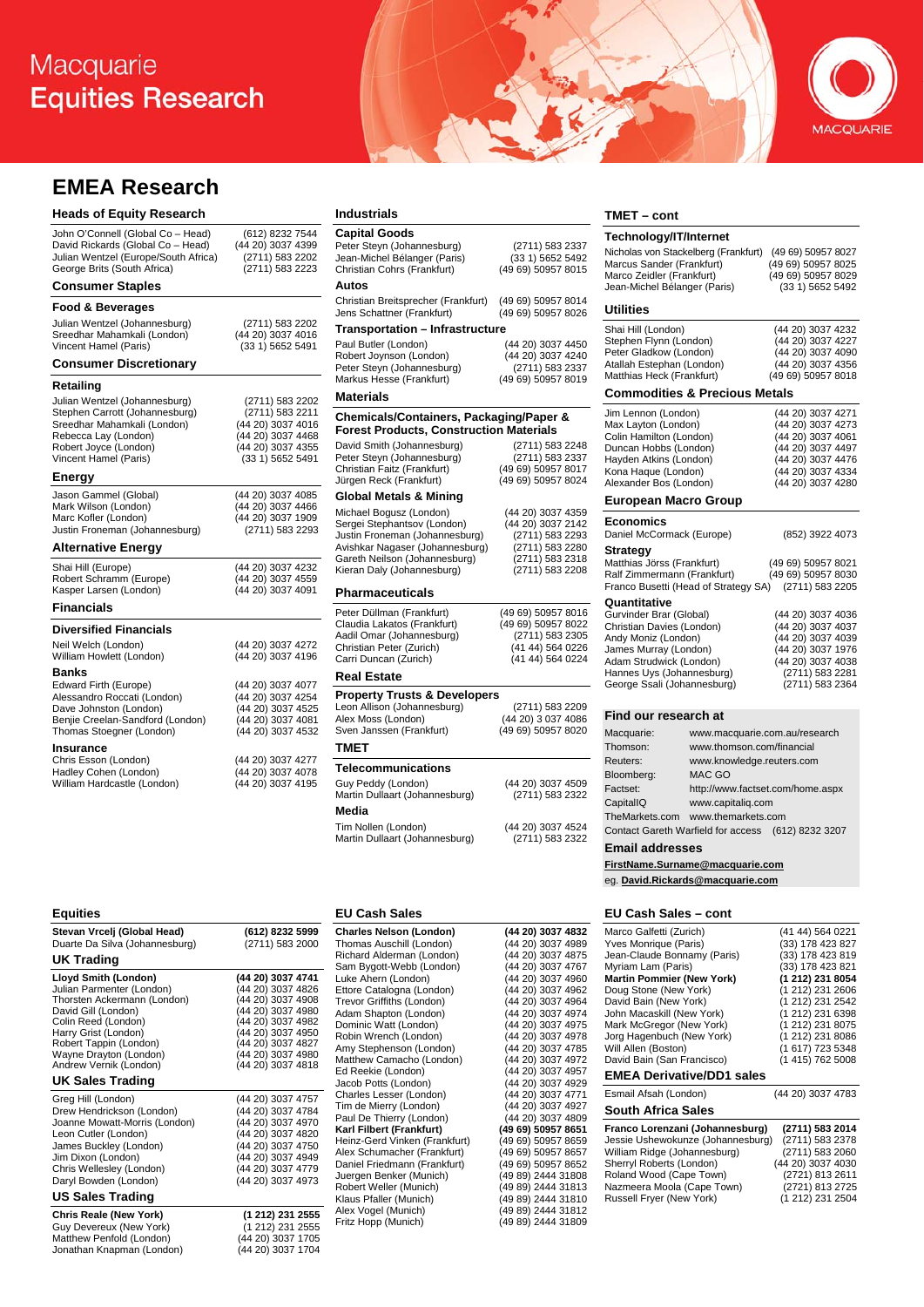Macquarie
Equities Research

# EMEA Research

## Heads of Equity Research

| | |
|---|---|
| John O'Connell (Global Co – Head) | (612) 8232 7544 |
| David Rickards (Global Co – Head) | (44 20) 3037 4399 |
| Julian Wentzel (Europe/South Africa) | (2711) 583 2202 |
| George Brits (South Africa) | (2711) 583 2223 |

## Consumer Staples

### Food & Beverages

| | |
|---|---|
| Julian Wentzel (Johannesburg) | (2711) 583 2202 |
| Sreedhar Mahamkali (London) | (44 20) 3037 4016 |
| Vincent Hamel (Paris) | (33 1) 5652 5491 |

## Consumer Discretionary

### Retailing

| | |
|---|---|
| Julian Wentzel (Johannesburg) | (2711) 583 2202 |
| Stephen Carrott (Johannesburg) | (2711) 583 2211 |
| Sreedhar Mahamkali (London) | (44 20) 3037 4016 |
| Rebecca Lay (London) | (44 20) 3037 4468 |
| Robert Joyce (London) | (44 20) 3037 4355 |
| Vincent Hamel (Paris) | (33 1) 5652 5491 |

## Energy

| | |
|---|---|
| Jason Gammel (Global) | (44 20) 3037 4085 |
| Mark Wilson (London) | (44 20) 3037 4466 |
| Marc Kofler (London) | (44 20) 3037 1909 |
| Justin Froneman (Johannesburg) | (2711) 583 2293 |

## Alternative Energy

| | |
|---|---|
| Shai Hill (Europe) | (44 20) 3037 4232 |
| Robert Schramm (Europe) | (44 20) 3037 4559 |
| Kasper Larsen (London) | (44 20) 3037 4091 |

## Financials

### Diversified Financials

| | |
|---|---|
| Neil Welch (London) | (44 20) 3037 4272 |
| William Howlett (London) | (44 20) 3037 4196 |

### Banks

| | |
|---|---|
| Edward Firth (Europe) | (44 20) 3037 4077 |
| Alessandro Roccati (London) | (44 20) 3037 4254 |
| Dave Johnston (London) | (44 20) 3037 4525 |
| Benjie Creelan-Sandford (London) | (44 20) 3037 4081 |
| Thomas Stoegner (London) | (44 20) 3037 4532 |

### Insurance

| | |
|---|---|
| Chris Esson (London) | (44 20) 3037 4277 |
| Hadley Cohen (London) | (44 20) 3037 4078 |
| William Hardcastle (London) | (44 20) 3037 4195 |

## Industrials

### Capital Goods

| | |
|---|---|
| Peter Steyn (Johannesburg) | (2711) 583 2337 |
| Jean-Michel Bélanger (Paris) | (33 1) 5652 5492 |
| Christian Cohrs (Frankfurt) | (49 69) 50957 8015 |

### Autos

| | |
|---|---|
| Christian Breitsprecher (Frankfurt) | (49 69) 50957 8014 |
| Jens Schattner (Frankfurt) | (49 69) 50957 8026 |

### Transportation – Infrastructure

| | |
|---|---|
| Paul Butler (London) | (44 20) 3037 4450 |
| Robert Joynson (London) | (44 20) 3037 4240 |
| Peter Steyn (Johannesburg) | (2711) 583 2337 |
| Markus Hesse (Frankfurt) | (49 69) 50957 8019 |

## Materials

### Chemicals/Containers, Packaging/Paper & Forest Products, Construction Materials

| | |
|---|---|
| David Smith (Johannesburg) | (2711) 583 2248 |
| Peter Steyn (Johannesburg) | (2711) 583 2337 |
| Christian Faitz (Frankfurt) | (49 69) 50957 8017 |
| Jürgen Reck (Frankfurt) | (49 69) 50957 8024 |

### Global Metals & Mining

| | |
|---|---|
| Michael Bogusz (London) | (44 20) 3037 4359 |
| Sergei Stephantsov (London) | (44 20) 3037 2142 |
| Justin Froneman (Johannesburg) | (2711) 583 2293 |
| Avishkar Nagaser (Johannesburg) | (2711) 583 2280 |
| Gareth Neilson (Johannesburg) | (2711) 583 2318 |
| Kieran Daly (Johannesburg) | (2711) 583 2208 |

## Pharmaceuticals

| | |
|---|---|
| Peter Düllman (Frankfurt) | (49 69) 50957 8016 |
| Claudia Lakatos (Frankfurt) | (49 69) 50957 8022 |
| Aadil Omar (Johannesburg) | (2711) 583 2305 |
| Christian Peter (Zurich) | (41 44) 564 0226 |
| Carri Duncan (Zurich) | (41 44) 564 0224 |

## Real Estate

### Property Trusts & Developers

| | |
|---|---|
| Leon Allison (Johannesburg) | (2711) 583 2209 |
| Alex Moss (London) | (44 20) 3 037 4086 |
| Sven Janssen (Frankfurt) | (49 69) 50957 8020 |

## TMET

### Telecommunications

| | |
|---|---|
| Guy Peddy (London) | (44 20) 3037 4509 |
| Martin Dullaart (Johannesburg) | (2711) 583 2322 |

### Media

| | |
|---|---|
| Tim Nollen (London) | (44 20) 3037 4524 |
| Martin Dullaart (Johannesburg) | (2711) 583 2322 |

## TMET – cont

### Technology/IT/Internet

| | |
|---|---|
| Nicholas von Stackelberg (Frankfurt) | (49 69) 50957 8027 |
| Marcus Sander (Frankfurt) | (49 69) 50957 8025 |
| Marco Zeidler (Frankfurt) | (49 69) 50957 8029 |
| Jean-Michel Bélanger (Paris) | (33 1) 5652 5492 |

## Utilities

| | |
|---|---|
| Shai Hill (London) | (44 20) 3037 4232 |
| Stephen Flynn (London) | (44 20) 3037 4227 |
| Peter Gladkow (London) | (44 20) 3037 4090 |
| Atallah Estephan (London) | (44 20) 3037 4356 |
| Matthias Heck (Frankfurt) | (49 69) 50957 8018 |

## Commodities & Precious Metals

| | |
|---|---|
| Jim Lennon (London) | (44 20) 3037 4271 |
| Max Layton (London) | (44 20) 3037 4273 |
| Colin Hamilton (London) | (44 20) 3037 4061 |
| Duncan Hobbs (London) | (44 20) 3037 4497 |
| Hayden Atkins (London) | (44 20) 3037 4476 |
| Kona Haque (London) | (44 20) 3037 4334 |
| Alexander Bos (London) | (44 20) 3037 4280 |

## European Macro Group

### Economics

| | |
|---|---|
| Daniel McCormack (Europe) | (852) 3922 4073 |

### Strategy

| | |
|---|---|
| Matthias Jörss (Frankfurt) | (49 69) 50957 8021 |
| Ralf Zimmermann (Frankfurt) | (49 69) 50957 8030 |
| Franco Busetti (Head of Strategy SA) | (2711) 583 2205 |

### Quantitative

| | |
|---|---|
| Gurvinder Brar (Global) | (44 20) 3037 4036 |
| Christian Davies (London) | (44 20) 3037 4037 |
| Andy Moniz (London) | (44 20) 3037 4039 |
| James Murray (London) | (44 20) 3037 1976 |
| Adam Strudwick (London) | (44 20) 3037 4038 |
| Hannes Uys (Johannesburg) | (2711) 583 2281 |
| George Ssali (Johannesburg) | (2711) 583 2364 |

## Find our research at

| | |
|---|---|
| Macquarie: | www.macquarie.com.au/research |
| Thomson: | www.thomson.com/financial |
| Reuters: | www.knowledge.reuters.com |
| Bloomberg: | MAC GO |
| Factset: | http://www.factset.com/home.aspx |
| CapitalIQ | www.capitaliq.com |
| TheMarkets.com | www.themarkets.com |

Contact Gareth Warfield for access (612) 8232 3207

## Email addresses

**FirstName.Surname@macquarie.com**

eg. **David.Rickards@macquarie.com**

## Equities

| | |
|---|---|
| **Stevan Vrcelj (Global Head)** | **(612) 8232 5999** |
| Duarte Da Silva (Johannesburg) | (2711) 583 2000 |

## UK Trading

| | |
|---|---|
| **Lloyd Smith (London)** | **(44 20) 3037 4741** |
| Julian Parmenter (London) | (44 20) 3037 4826 |
| Thorsten Ackermann (London) | (44 20) 3037 4908 |
| David Gill (London) | (44 20) 3037 4980 |
| Colin Reed (London) | (44 20) 3037 4982 |
| Harry Grist (London) | (44 20) 3037 4950 |
| Robert Tappin (London) | (44 20) 3037 4827 |
| Wayne Drayton (London) | (44 20) 3037 4980 |
| Andrew Vernik (London) | (44 20) 3037 4818 |

## UK Sales Trading

| | |
|---|---|
| Greg Hill (London) | (44 20) 3037 4757 |
| Drew Hendrickson (London) | (44 20) 3037 4784 |
| Joanne Mowatt-Morris (London) | (44 20) 3037 4970 |
| Leon Cutler (London) | (44 20) 3037 4820 |
| James Buckley (London) | (44 20) 3037 4750 |
| Jim Dixon (London) | (44 20) 3037 4949 |
| Chris Wellesley (London) | (44 20) 3037 4779 |
| Daryl Bowden (London) | (44 20) 3037 4973 |

## US Sales Trading

| | |
|---|---|
| **Chris Reale (New York)** | **(1 212) 231 2555** |
| Guy Devereux (New York) | (1 212) 231 2555 |
| Matthew Penfold (London) | (44 20) 3037 1705 |
| Jonathan Knapman (London) | (44 20) 3037 1704 |

## EU Cash Sales

| | |
|---|---|
| **Charles Nelson (London)** | **(44 20) 3037 4832** |
| Thomas Auschill (London) | (44 20) 3037 4989 |
| Richard Alderman (London) | (44 20) 3037 4875 |
| Sam Bygott-Webb (London) | (44 20) 3037 4767 |
| Luke Ahern (London) | (44 20) 3037 4960 |
| Ettore Catalogna (London) | (44 20) 3037 4962 |
| Trevor Griffiths (London) | (44 20) 3037 4964 |
| Adam Shapton (London) | (44 20) 3037 4974 |
| Dominic Watt (London) | (44 20) 3037 4975 |
| Robin Wrench (London) | (44 20) 3037 4978 |
| Amy Stephenson (London) | (44 20) 3037 4785 |
| Matthew Camacho (London) | (44 20) 3037 4972 |
| Ed Reekie (London) | (44 20) 3037 4957 |
| Jacob Potts (London) | (44 20) 3037 4929 |
| Charles Lesser (London) | (44 20) 3037 4771 |
| Tim de Mierry (London) | (44 20) 3037 4927 |
| Paul De Thierry (London) | (44 20) 3037 4809 |
| **Karl Filbert (Frankfurt)** | **(49 69) 50957 8651** |
| Heinz-Gerd Vinken (Frankfurt) | (49 69) 50957 8659 |
| Alex Schumacher (Frankfurt) | (49 69) 50957 8657 |
| Daniel Friedmann (Frankfurt) | (49 69) 50957 8652 |
| Juergen Benker (Munich) | (49 89) 2444 31808 |
| Robert Weller (Munich) | (49 89) 2444 31813 |
| Klaus Pfaller (Munich) | (49 89) 2444 31810 |
| Alex Vogel (Munich) | (49 89) 2444 31812 |
| Fritz Hopp (Munich) | (49 89) 2444 31809 |

## EU Cash Sales – cont

| | |
|---|---|
| Marco Galfetti (Zurich) | (41 44) 564 0221 |
| Yves Monrique (Paris) | (33) 178 423 827 |
| Jean-Claude Bonnamy (Paris) | (33) 178 423 819 |
| Myriam Lam (Paris) | (33) 178 423 821 |
| **Martin Pommier (New York)** | **(1 212) 231 8054** |
| Doug Stone (New York) | (1 212) 231 2606 |
| David Bain (New York) | (1 212) 231 2542 |
| John Macaskill (New York) | (1 212) 231 6398 |
| Mark McGregor (New York) | (1 212) 231 8075 |
| Jorg Hagenbuch (New York) | (1 212) 231 8086 |
| Will Allen (Boston) | (1 617) 723 5348 |
| David Bain (San Francisco) | (1 415) 762 5008 |

## EMEA Derivative/DD1 sales

| | |
|---|---|
| Esmail Afsah (London) | (44 20) 3037 4783 |

## South Africa Sales

| | |
|---|---|
| **Franco Lorenzani (Johannesburg)** | **(2711) 583 2014** |
| Jessie Ushewokunze (Johannesburg) | (2711) 583 2378 |
| William Ridge (Johannesburg) | (2711) 583 2060 |
| Sherryl Roberts (London) | (44 20) 3037 4030 |
| Roland Wood (Cape Town) | (2721) 813 2611 |
| Nazmeera Moola (Cape Town) | (2721) 813 2725 |
| Russell Fryer (New York) | (1 212) 231 2504 |